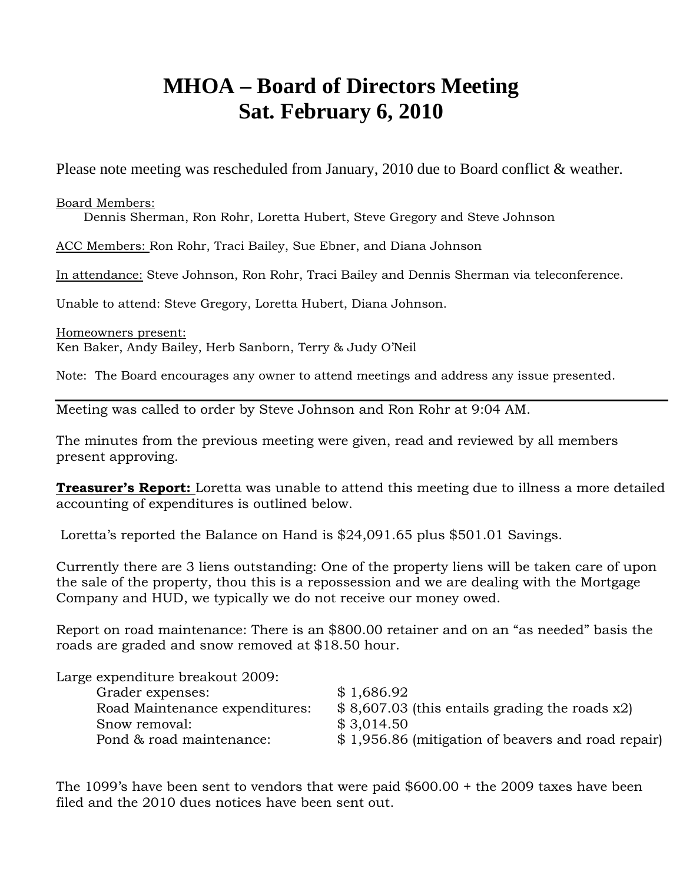# MHOA – Board of Directors Meeting
# Sat. February 6, 2010

Please note meeting was rescheduled from January, 2010 due to Board conflict & weather.

Board Members:
Dennis Sherman, Ron Rohr, Loretta Hubert, Steve Gregory and Steve Johnson

ACC Members: Ron Rohr, Traci Bailey, Sue Ebner, and Diana Johnson

In attendance: Steve Johnson, Ron Rohr, Traci Bailey and Dennis Sherman via teleconference.

Unable to attend: Steve Gregory, Loretta Hubert, Diana Johnson.

Homeowners present:
Ken Baker, Andy Bailey, Herb Sanborn, Terry & Judy O'Neil

Note: The Board encourages any owner to attend meetings and address any issue presented.

---

Meeting was called to order by Steve Johnson and Ron Rohr at 9:04 AM.

The minutes from the previous meeting were given, read and reviewed by all members present approving.

**Treasurer's Report:** Loretta was unable to attend this meeting due to illness a more detailed accounting of expenditures is outlined below.

Loretta's reported the Balance on Hand is $24,091.65 plus $501.01 Savings.

Currently there are 3 liens outstanding: One of the property liens will be taken care of upon the sale of the property, thou this is a repossession and we are dealing with the Mortgage Company and HUD, we typically we do not receive our money owed.

Report on road maintenance: There is an $800.00 retainer and on an "as needed" basis the roads are graded and snow removed at $18.50 hour.

Large expenditure breakout 2009:

| | |
|---|---|
| Grader expenses: | $ 1,686.92 |
| Road Maintenance expenditures: | $ 8,607.03 (this entails grading the roads x2) |
| Snow removal: | $ 3,014.50 |
| Pond & road maintenance: | $ 1,956.86 (mitigation of beavers and road repair) |

The 1099's have been sent to vendors that were paid $600.00 + the 2009 taxes have been filed and the 2010 dues notices have been sent out.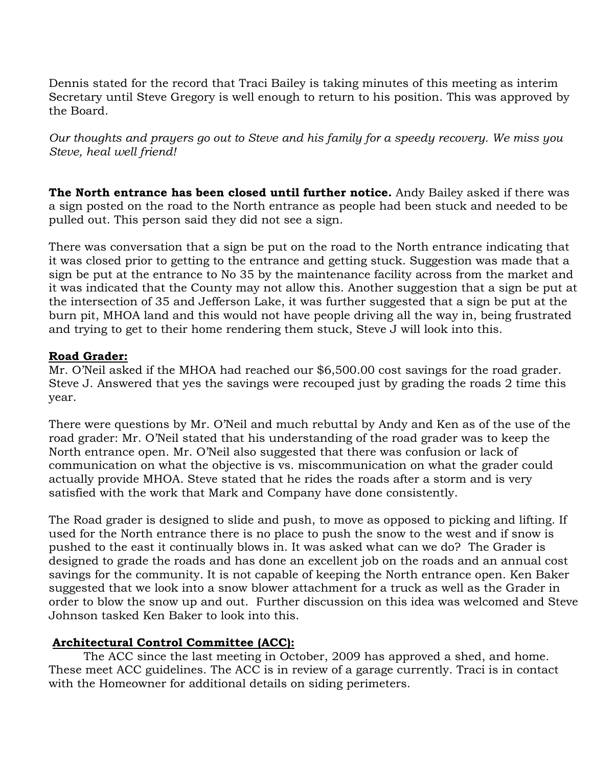Dennis stated for the record that Traci Bailey is taking minutes of this meeting as interim Secretary until Steve Gregory is well enough to return to his position. This was approved by the Board.

*Our thoughts and prayers go out to Steve and his family for a speedy recovery. We miss you Steve, heal well friend!*

**The North entrance has been closed until further notice.** Andy Bailey asked if there was a sign posted on the road to the North entrance as people had been stuck and needed to be pulled out. This person said they did not see a sign.

There was conversation that a sign be put on the road to the North entrance indicating that it was closed prior to getting to the entrance and getting stuck. Suggestion was made that a sign be put at the entrance to No 35 by the maintenance facility across from the market and it was indicated that the County may not allow this. Another suggestion that a sign be put at the intersection of 35 and Jefferson Lake, it was further suggested that a sign be put at the burn pit, MHOA land and this would not have people driving all the way in, being frustrated and trying to get to their home rendering them stuck, Steve J will look into this.

**Road Grader:**

Mr. O'Neil asked if the MHOA had reached our $6,500.00 cost savings for the road grader. Steve J. Answered that yes the savings were recouped just by grading the roads 2 time this year.

There were questions by Mr. O'Neil and much rebuttal by Andy and Ken as of the use of the road grader: Mr. O'Neil stated that his understanding of the road grader was to keep the North entrance open. Mr. O'Neil also suggested that there was confusion or lack of communication on what the objective is vs. miscommunication on what the grader could actually provide MHOA. Steve stated that he rides the roads after a storm and is very satisfied with the work that Mark and Company have done consistently.

The Road grader is designed to slide and push, to move as opposed to picking and lifting. If used for the North entrance there is no place to push the snow to the west and if snow is pushed to the east it continually blows in. It was asked what can we do? The Grader is designed to grade the roads and has done an excellent job on the roads and an annual cost savings for the community. It is not capable of keeping the North entrance open. Ken Baker suggested that we look into a snow blower attachment for a truck as well as the Grader in order to blow the snow up and out. Further discussion on this idea was welcomed and Steve Johnson tasked Ken Baker to look into this.

**Architectural Control Committee (ACC):**

The ACC since the last meeting in October, 2009 has approved a shed, and home. These meet ACC guidelines. The ACC is in review of a garage currently. Traci is in contact with the Homeowner for additional details on siding perimeters.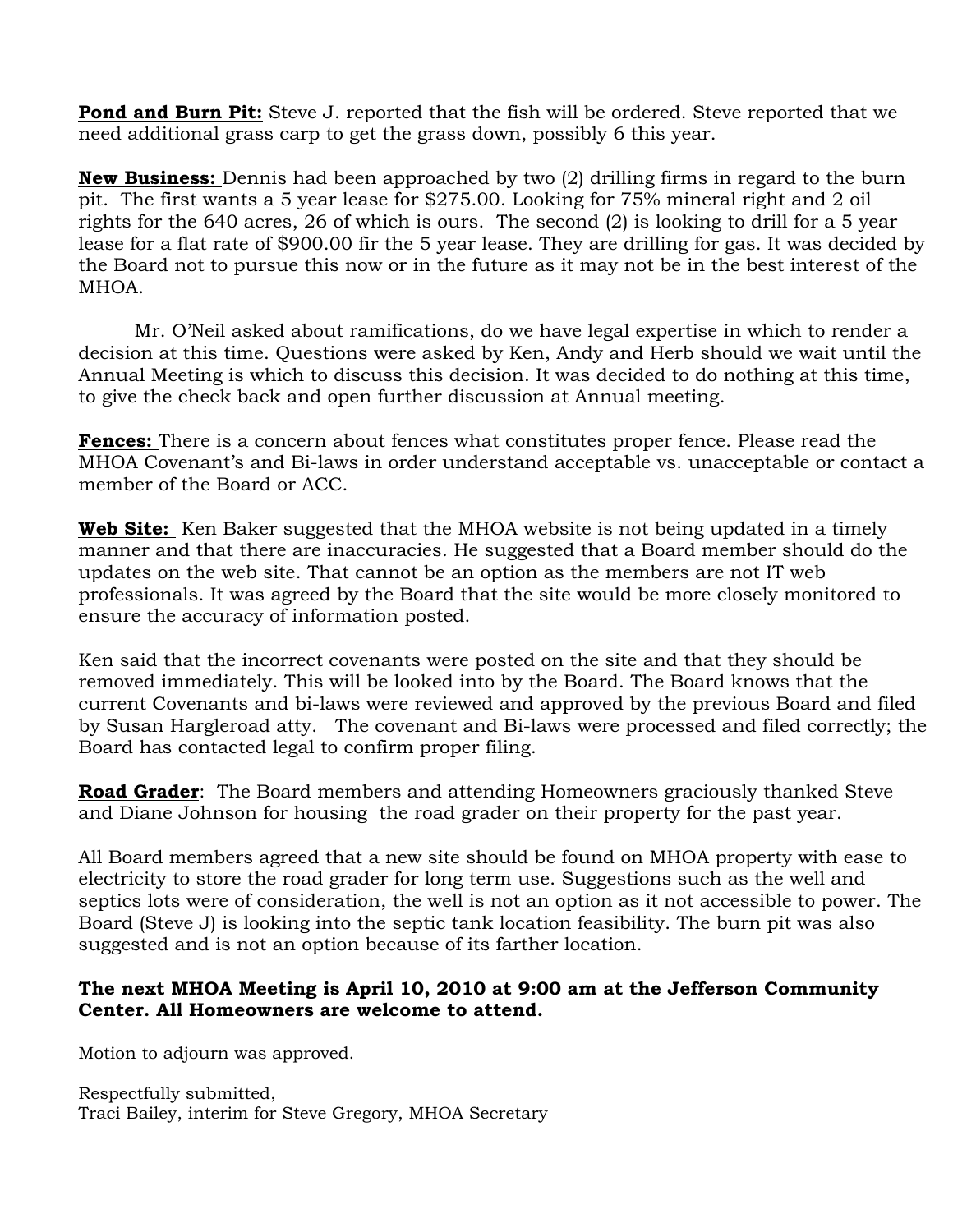**Pond and Burn Pit:** Steve J. reported that the fish will be ordered. Steve reported that we need additional grass carp to get the grass down, possibly 6 this year.

**New Business:** Dennis had been approached by two (2) drilling firms in regard to the burn pit. The first wants a 5 year lease for $275.00. Looking for 75% mineral right and 2 oil rights for the 640 acres, 26 of which is ours. The second (2) is looking to drill for a 5 year lease for a flat rate of $900.00 fir the 5 year lease. They are drilling for gas. It was decided by the Board not to pursue this now or in the future as it may not be in the best interest of the MHOA.

Mr. O'Neil asked about ramifications, do we have legal expertise in which to render a decision at this time. Questions were asked by Ken, Andy and Herb should we wait until the Annual Meeting is which to discuss this decision. It was decided to do nothing at this time, to give the check back and open further discussion at Annual meeting.

**Fences:** There is a concern about fences what constitutes proper fence. Please read the MHOA Covenant's and Bi-laws in order understand acceptable vs. unacceptable or contact a member of the Board or ACC.

**Web Site:** Ken Baker suggested that the MHOA website is not being updated in a timely manner and that there are inaccuracies. He suggested that a Board member should do the updates on the web site. That cannot be an option as the members are not IT web professionals. It was agreed by the Board that the site would be more closely monitored to ensure the accuracy of information posted.

Ken said that the incorrect covenants were posted on the site and that they should be removed immediately. This will be looked into by the Board. The Board knows that the current Covenants and bi-laws were reviewed and approved by the previous Board and filed by Susan Hargleroad atty. The covenant and Bi-laws were processed and filed correctly; the Board has contacted legal to confirm proper filing.

**Road Grader**: The Board members and attending Homeowners graciously thanked Steve and Diane Johnson for housing the road grader on their property for the past year.

All Board members agreed that a new site should be found on MHOA property with ease to electricity to store the road grader for long term use. Suggestions such as the well and septics lots were of consideration, the well is not an option as it not accessible to power. The Board (Steve J) is looking into the septic tank location feasibility. The burn pit was also suggested and is not an option because of its farther location.

**The next MHOA Meeting is April 10, 2010 at 9:00 am at the Jefferson Community Center. All Homeowners are welcome to attend.**

Motion to adjourn was approved.

Respectfully submitted,
Traci Bailey, interim for Steve Gregory, MHOA Secretary